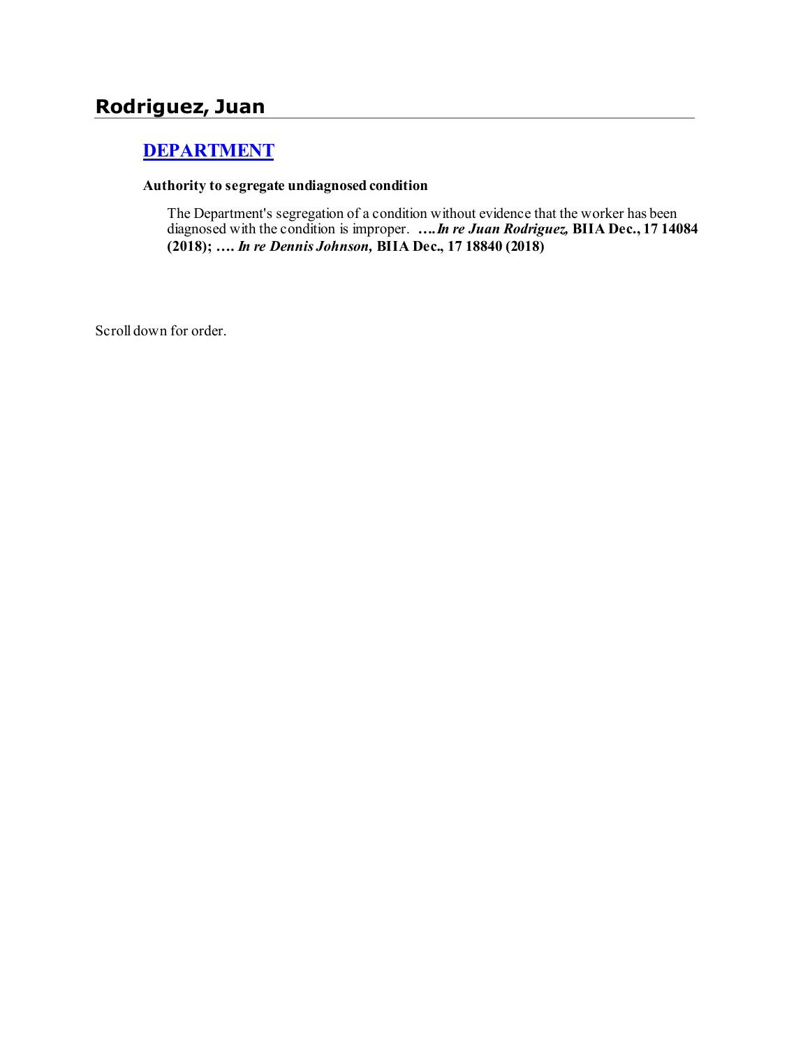## Rodriguez, Juan

### [DEPARTMENT]

**Authority to segregate undiagnosed condition**

The Department's segregation of a condition without evidence that the worker has been diagnosed with the condition is improper. **….*In re Juan Rodriguez,* BIIA Dec., 17 14084 (2018); …. *In re Dennis Johnson,* BIIA Dec., 17 18840 (2018)**

Scroll down for order.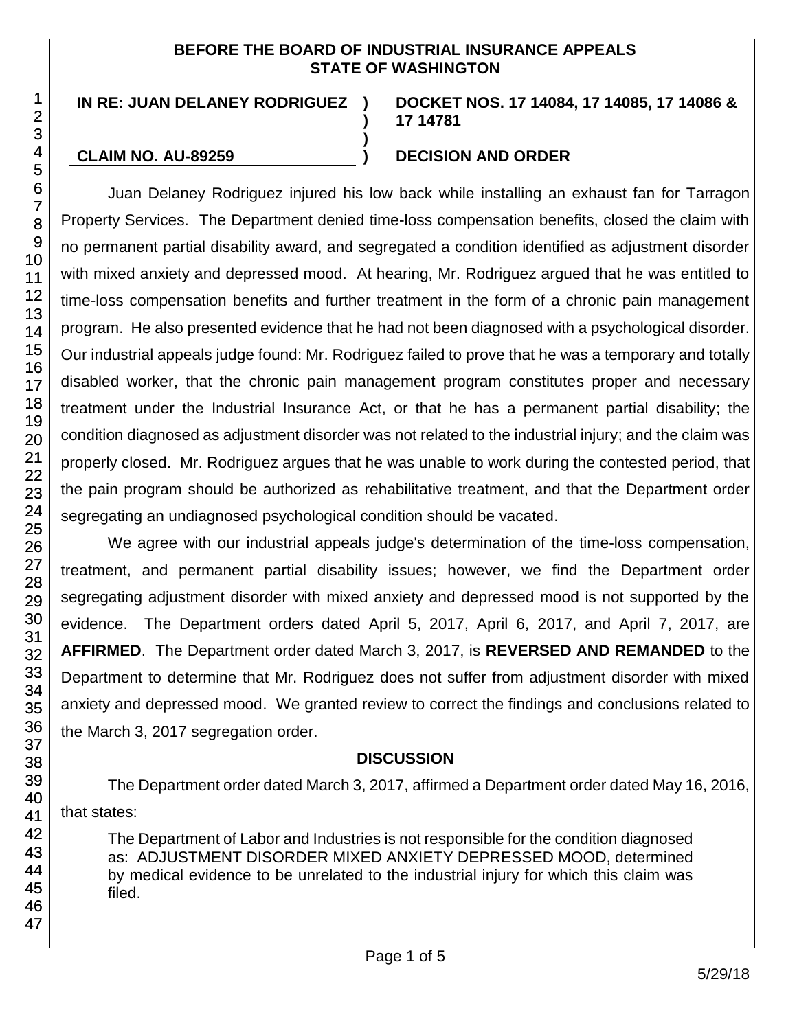**BEFORE THE BOARD OF INDUSTRIAL INSURANCE APPEALS**
**STATE OF WASHINGTON**

**IN RE: JUAN DELANEY RODRIGUEZ ) DOCKET NOS. 17 14084, 17 14085, 17 14086 & 17 14781**

**CLAIM NO. AU-89259 ) DECISION AND ORDER**

Juan Delaney Rodriguez injured his low back while installing an exhaust fan for Tarragon Property Services. The Department denied time-loss compensation benefits, closed the claim with no permanent partial disability award, and segregated a condition identified as adjustment disorder with mixed anxiety and depressed mood. At hearing, Mr. Rodriguez argued that he was entitled to time-loss compensation benefits and further treatment in the form of a chronic pain management program. He also presented evidence that he had not been diagnosed with a psychological disorder. Our industrial appeals judge found: Mr. Rodriguez failed to prove that he was a temporary and totally disabled worker, that the chronic pain management program constitutes proper and necessary treatment under the Industrial Insurance Act, or that he has a permanent partial disability; the condition diagnosed as adjustment disorder was not related to the industrial injury; and the claim was properly closed. Mr. Rodriguez argues that he was unable to work during the contested period, that the pain program should be authorized as rehabilitative treatment, and that the Department order segregating an undiagnosed psychological condition should be vacated.

We agree with our industrial appeals judge's determination of the time-loss compensation, treatment, and permanent partial disability issues; however, we find the Department order segregating adjustment disorder with mixed anxiety and depressed mood is not supported by the evidence. The Department orders dated April 5, 2017, April 6, 2017, and April 7, 2017, are **AFFIRMED**. The Department order dated March 3, 2017, is **REVERSED AND REMANDED** to the Department to determine that Mr. Rodriguez does not suffer from adjustment disorder with mixed anxiety and depressed mood. We granted review to correct the findings and conclusions related to the March 3, 2017 segregation order.

## DISCUSSION

The Department order dated March 3, 2017, affirmed a Department order dated May 16, 2016, that states:

> The Department of Labor and Industries is not responsible for the condition diagnosed as: ADJUSTMENT DISORDER MIXED ANXIETY DEPRESSED MOOD, determined by medical evidence to be unrelated to the industrial injury for which this claim was filed.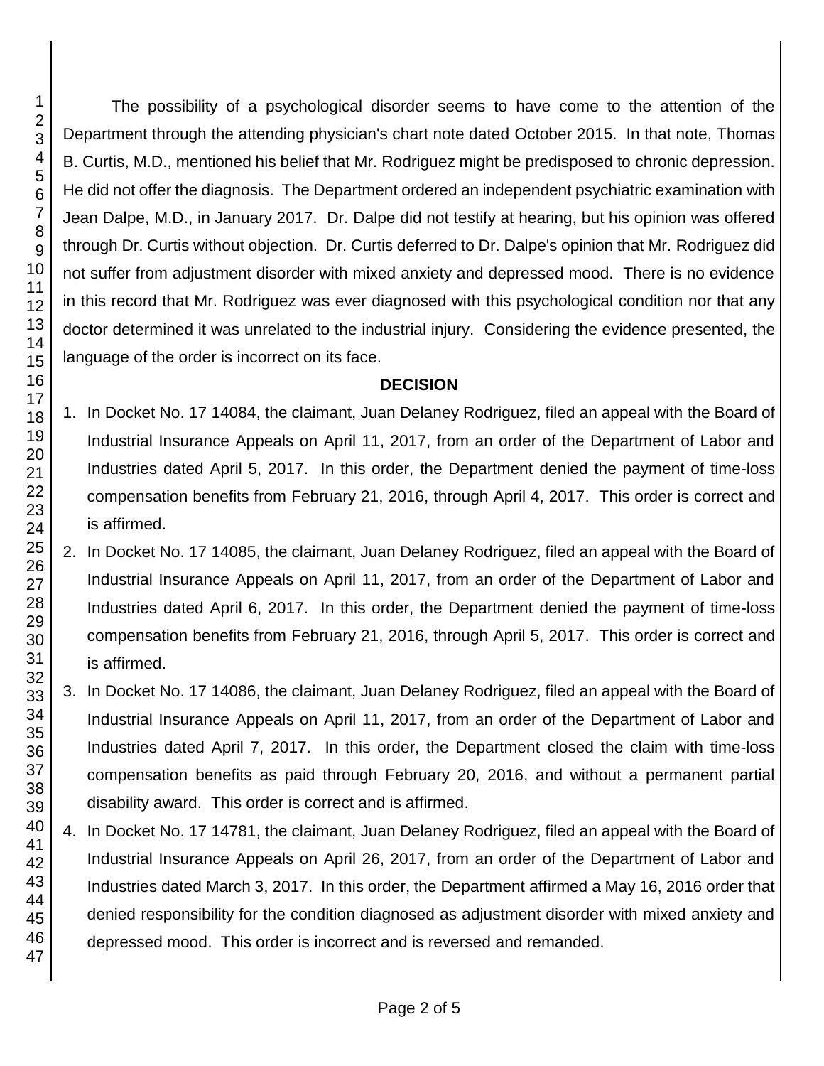The possibility of a psychological disorder seems to have come to the attention of the Department through the attending physician's chart note dated October 2015. In that note, Thomas B. Curtis, M.D., mentioned his belief that Mr. Rodriguez might be predisposed to chronic depression. He did not offer the diagnosis. The Department ordered an independent psychiatric examination with Jean Dalpe, M.D., in January 2017. Dr. Dalpe did not testify at hearing, but his opinion was offered through Dr. Curtis without objection. Dr. Curtis deferred to Dr. Dalpe's opinion that Mr. Rodriguez did not suffer from adjustment disorder with mixed anxiety and depressed mood. There is no evidence in this record that Mr. Rodriguez was ever diagnosed with this psychological condition nor that any doctor determined it was unrelated to the industrial injury. Considering the evidence presented, the language of the order is incorrect on its face.

## DECISION

1. In Docket No. 17 14084, the claimant, Juan Delaney Rodriguez, filed an appeal with the Board of Industrial Insurance Appeals on April 11, 2017, from an order of the Department of Labor and Industries dated April 5, 2017. In this order, the Department denied the payment of time-loss compensation benefits from February 21, 2016, through April 4, 2017. This order is correct and is affirmed.
2. In Docket No. 17 14085, the claimant, Juan Delaney Rodriguez, filed an appeal with the Board of Industrial Insurance Appeals on April 11, 2017, from an order of the Department of Labor and Industries dated April 6, 2017. In this order, the Department denied the payment of time-loss compensation benefits from February 21, 2016, through April 5, 2017. This order is correct and is affirmed.
3. In Docket No. 17 14086, the claimant, Juan Delaney Rodriguez, filed an appeal with the Board of Industrial Insurance Appeals on April 11, 2017, from an order of the Department of Labor and Industries dated April 7, 2017. In this order, the Department closed the claim with time-loss compensation benefits as paid through February 20, 2016, and without a permanent partial disability award. This order is correct and is affirmed.
4. In Docket No. 17 14781, the claimant, Juan Delaney Rodriguez, filed an appeal with the Board of Industrial Insurance Appeals on April 26, 2017, from an order of the Department of Labor and Industries dated March 3, 2017. In this order, the Department affirmed a May 16, 2016 order that denied responsibility for the condition diagnosed as adjustment disorder with mixed anxiety and depressed mood. This order is incorrect and is reversed and remanded.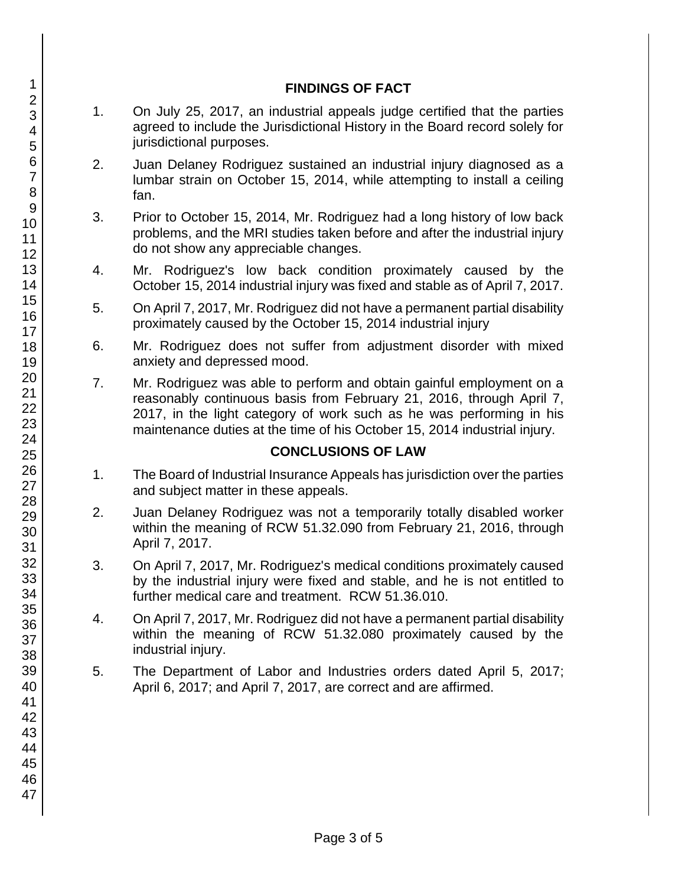## FINDINGS OF FACT

1. On July 25, 2017, an industrial appeals judge certified that the parties agreed to include the Jurisdictional History in the Board record solely for jurisdictional purposes.

2. Juan Delaney Rodriguez sustained an industrial injury diagnosed as a lumbar strain on October 15, 2014, while attempting to install a ceiling fan.

3. Prior to October 15, 2014, Mr. Rodriguez had a long history of low back problems, and the MRI studies taken before and after the industrial injury do not show any appreciable changes.

4. Mr. Rodriguez's low back condition proximately caused by the October 15, 2014 industrial injury was fixed and stable as of April 7, 2017.

5. On April 7, 2017, Mr. Rodriguez did not have a permanent partial disability proximately caused by the October 15, 2014 industrial injury

6. Mr. Rodriguez does not suffer from adjustment disorder with mixed anxiety and depressed mood.

7. Mr. Rodriguez was able to perform and obtain gainful employment on a reasonably continuous basis from February 21, 2016, through April 7, 2017, in the light category of work such as he was performing in his maintenance duties at the time of his October 15, 2014 industrial injury.

## CONCLUSIONS OF LAW

1. The Board of Industrial Insurance Appeals has jurisdiction over the parties and subject matter in these appeals.

2. Juan Delaney Rodriguez was not a temporarily totally disabled worker within the meaning of RCW 51.32.090 from February 21, 2016, through April 7, 2017.

3. On April 7, 2017, Mr. Rodriguez's medical conditions proximately caused by the industrial injury were fixed and stable, and he is not entitled to further medical care and treatment. RCW 51.36.010.

4. On April 7, 2017, Mr. Rodriguez did not have a permanent partial disability within the meaning of RCW 51.32.080 proximately caused by the industrial injury.

5. The Department of Labor and Industries orders dated April 5, 2017; April 6, 2017; and April 7, 2017, are correct and are affirmed.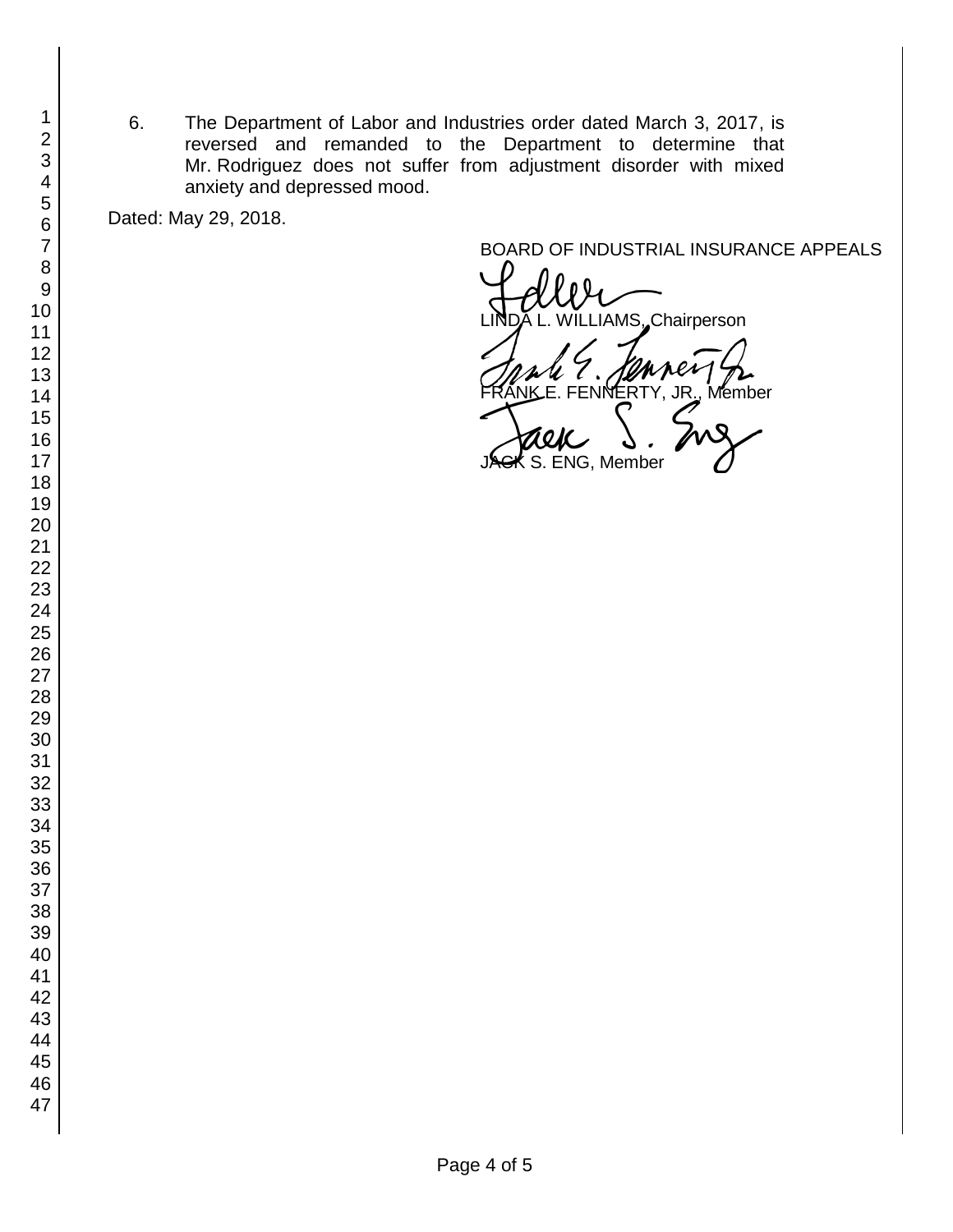6. The Department of Labor and Industries order dated March 3, 2017, is reversed and remanded to the Department to determine that Mr. Rodriguez does not suffer from adjustment disorder with mixed anxiety and depressed mood.

Dated: May 29, 2018.

BOARD OF INDUSTRIAL INSURANCE APPEALS

LINDA L. WILLIAMS, Chairperson

FRANK E. FENNERTY, JR., Member

JACK S. ENG, Member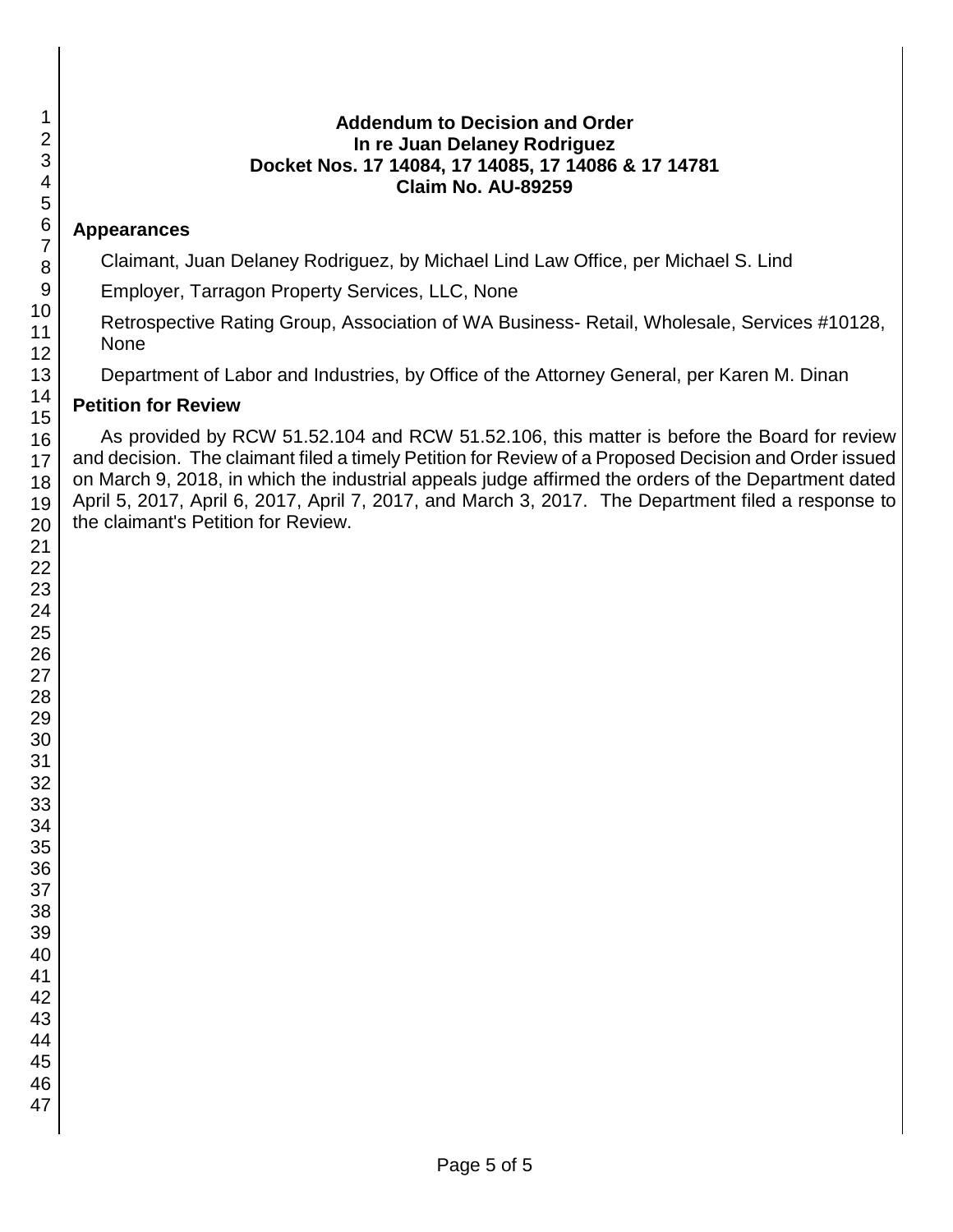**Addendum to Decision and Order**
**In re Juan Delaney Rodriguez**
**Docket Nos. 17 14084, 17 14085, 17 14086 & 17 14781**
**Claim No. AU-89259**

## Appearances

Claimant, Juan Delaney Rodriguez, by Michael Lind Law Office, per Michael S. Lind

Employer, Tarragon Property Services, LLC, None

Retrospective Rating Group, Association of WA Business- Retail, Wholesale, Services #10128, None

Department of Labor and Industries, by Office of the Attorney General, per Karen M. Dinan

## Petition for Review

As provided by RCW 51.52.104 and RCW 51.52.106, this matter is before the Board for review and decision. The claimant filed a timely Petition for Review of a Proposed Decision and Order issued on March 9, 2018, in which the industrial appeals judge affirmed the orders of the Department dated April 5, 2017, April 6, 2017, April 7, 2017, and March 3, 2017. The Department filed a response to the claimant's Petition for Review.